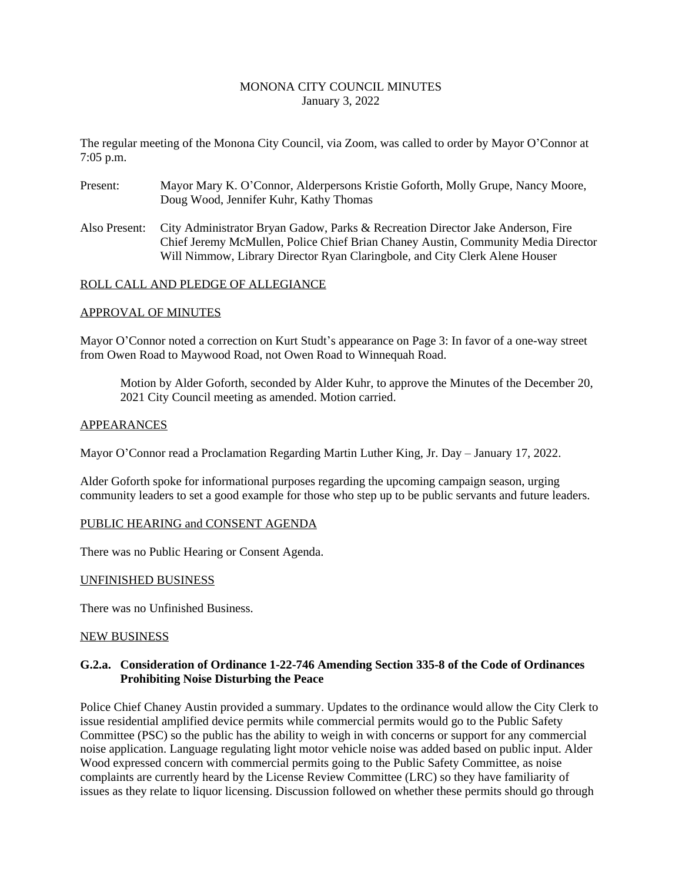# MONONA CITY COUNCIL MINUTES

January 3, 2022

The regular meeting of the Monona City Council, via Zoom, was called to order by Mayor O'Connor at 7:05 p.m.

Present: Mayor Mary K. O'Connor, Alderpersons Kristie Goforth, Molly Grupe, Nancy Moore, Doug Wood, Jennifer Kuhr, Kathy Thomas

Also Present: City Administrator Bryan Gadow, Parks & Recreation Director Jake Anderson, Fire Chief Jeremy McMullen, Police Chief Brian Chaney Austin, Community Media Director Will Nimmow, Library Director Ryan Claringbole, and City Clerk Alene Houser

## ROLL CALL AND PLEDGE OF ALLEGIANCE

## APPROVAL OF MINUTES

Mayor O'Connor noted a correction on Kurt Studt's appearance on Page 3: In favor of a one-way street from Owen Road to Maywood Road, not Owen Road to Winnequah Road.

> Motion by Alder Goforth, seconded by Alder Kuhr, to approve the Minutes of the December 20, 2021 City Council meeting as amended. Motion carried.

## APPEARANCES

Mayor O'Connor read a Proclamation Regarding Martin Luther King, Jr. Day – January 17, 2022.

Alder Goforth spoke for informational purposes regarding the upcoming campaign season, urging community leaders to set a good example for those who step up to be public servants and future leaders.

## PUBLIC HEARING and CONSENT AGENDA

There was no Public Hearing or Consent Agenda.

## UNFINISHED BUSINESS

There was no Unfinished Business.

## NEW BUSINESS

### G.2.a. Consideration of Ordinance 1-22-746 Amending Section 335-8 of the Code of Ordinances Prohibiting Noise Disturbing the Peace

Police Chief Chaney Austin provided a summary. Updates to the ordinance would allow the City Clerk to issue residential amplified device permits while commercial permits would go to the Public Safety Committee (PSC) so the public has the ability to weigh in with concerns or support for any commercial noise application. Language regulating light motor vehicle noise was added based on public input. Alder Wood expressed concern with commercial permits going to the Public Safety Committee, as noise complaints are currently heard by the License Review Committee (LRC) so they have familiarity of issues as they relate to liquor licensing. Discussion followed on whether these permits should go through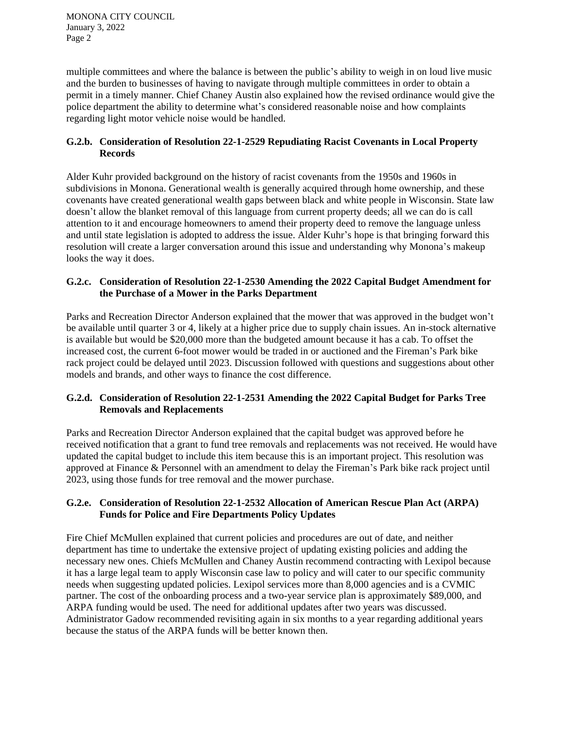multiple committees and where the balance is between the public's ability to weigh in on loud live music and the burden to businesses of having to navigate through multiple committees in order to obtain a permit in a timely manner. Chief Chaney Austin also explained how the revised ordinance would give the police department the ability to determine what's considered reasonable noise and how complaints regarding light motor vehicle noise would be handled.

### G.2.b. Consideration of Resolution 22-1-2529 Repudiating Racist Covenants in Local Property Records

Alder Kuhr provided background on the history of racist covenants from the 1950s and 1960s in subdivisions in Monona. Generational wealth is generally acquired through home ownership, and these covenants have created generational wealth gaps between black and white people in Wisconsin. State law doesn't allow the blanket removal of this language from current property deeds; all we can do is call attention to it and encourage homeowners to amend their property deed to remove the language unless and until state legislation is adopted to address the issue. Alder Kuhr's hope is that bringing forward this resolution will create a larger conversation around this issue and understanding why Monona's makeup looks the way it does.

### G.2.c. Consideration of Resolution 22-1-2530 Amending the 2022 Capital Budget Amendment for the Purchase of a Mower in the Parks Department

Parks and Recreation Director Anderson explained that the mower that was approved in the budget won't be available until quarter 3 or 4, likely at a higher price due to supply chain issues. An in-stock alternative is available but would be $20,000 more than the budgeted amount because it has a cab. To offset the increased cost, the current 6-foot mower would be traded in or auctioned and the Fireman's Park bike rack project could be delayed until 2023. Discussion followed with questions and suggestions about other models and brands, and other ways to finance the cost difference.

### G.2.d. Consideration of Resolution 22-1-2531 Amending the 2022 Capital Budget for Parks Tree Removals and Replacements

Parks and Recreation Director Anderson explained that the capital budget was approved before he received notification that a grant to fund tree removals and replacements was not received. He would have updated the capital budget to include this item because this is an important project. This resolution was approved at Finance & Personnel with an amendment to delay the Fireman's Park bike rack project until 2023, using those funds for tree removal and the mower purchase.

### G.2.e. Consideration of Resolution 22-1-2532 Allocation of American Rescue Plan Act (ARPA) Funds for Police and Fire Departments Policy Updates

Fire Chief McMullen explained that current policies and procedures are out of date, and neither department has time to undertake the extensive project of updating existing policies and adding the necessary new ones. Chiefs McMullen and Chaney Austin recommend contracting with Lexipol because it has a large legal team to apply Wisconsin case law to policy and will cater to our specific community needs when suggesting updated policies. Lexipol services more than 8,000 agencies and is a CVMIC partner. The cost of the onboarding process and a two-year service plan is approximately $89,000, and ARPA funding would be used. The need for additional updates after two years was discussed. Administrator Gadow recommended revisiting again in six months to a year regarding additional years because the status of the ARPA funds will be better known then.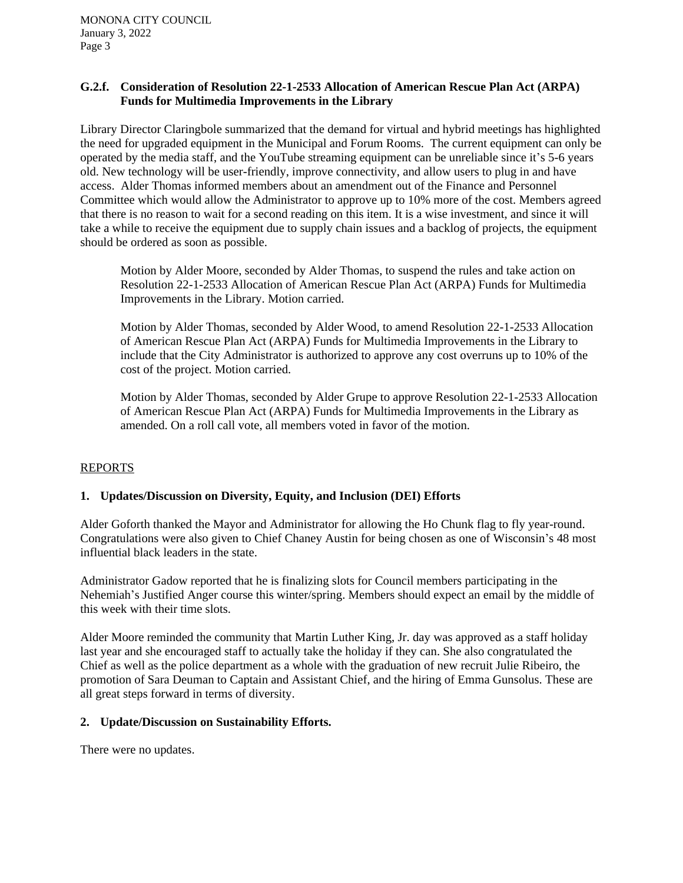### G.2.f. Consideration of Resolution 22-1-2533 Allocation of American Rescue Plan Act (ARPA) Funds for Multimedia Improvements in the Library

Library Director Claringbole summarized that the demand for virtual and hybrid meetings has highlighted the need for upgraded equipment in the Municipal and Forum Rooms. The current equipment can only be operated by the media staff, and the YouTube streaming equipment can be unreliable since it's 5-6 years old. New technology will be user-friendly, improve connectivity, and allow users to plug in and have access. Alder Thomas informed members about an amendment out of the Finance and Personnel Committee which would allow the Administrator to approve up to 10% more of the cost. Members agreed that there is no reason to wait for a second reading on this item. It is a wise investment, and since it will take a while to receive the equipment due to supply chain issues and a backlog of projects, the equipment should be ordered as soon as possible.

> Motion by Alder Moore, seconded by Alder Thomas, to suspend the rules and take action on Resolution 22-1-2533 Allocation of American Rescue Plan Act (ARPA) Funds for Multimedia Improvements in the Library. Motion carried.
>
> Motion by Alder Thomas, seconded by Alder Wood, to amend Resolution 22-1-2533 Allocation of American Rescue Plan Act (ARPA) Funds for Multimedia Improvements in the Library to include that the City Administrator is authorized to approve any cost overruns up to 10% of the cost of the project. Motion carried.
>
> Motion by Alder Thomas, seconded by Alder Grupe to approve Resolution 22-1-2533 Allocation of American Rescue Plan Act (ARPA) Funds for Multimedia Improvements in the Library as amended. On a roll call vote, all members voted in favor of the motion.

## REPORTS

### 1. Updates/Discussion on Diversity, Equity, and Inclusion (DEI) Efforts

Alder Goforth thanked the Mayor and Administrator for allowing the Ho Chunk flag to fly year-round. Congratulations were also given to Chief Chaney Austin for being chosen as one of Wisconsin's 48 most influential black leaders in the state.

Administrator Gadow reported that he is finalizing slots for Council members participating in the Nehemiah's Justified Anger course this winter/spring. Members should expect an email by the middle of this week with their time slots.

Alder Moore reminded the community that Martin Luther King, Jr. day was approved as a staff holiday last year and she encouraged staff to actually take the holiday if they can. She also congratulated the Chief as well as the police department as a whole with the graduation of new recruit Julie Ribeiro, the promotion of Sara Deuman to Captain and Assistant Chief, and the hiring of Emma Gunsolus. These are all great steps forward in terms of diversity.

### 2. Update/Discussion on Sustainability Efforts.

There were no updates.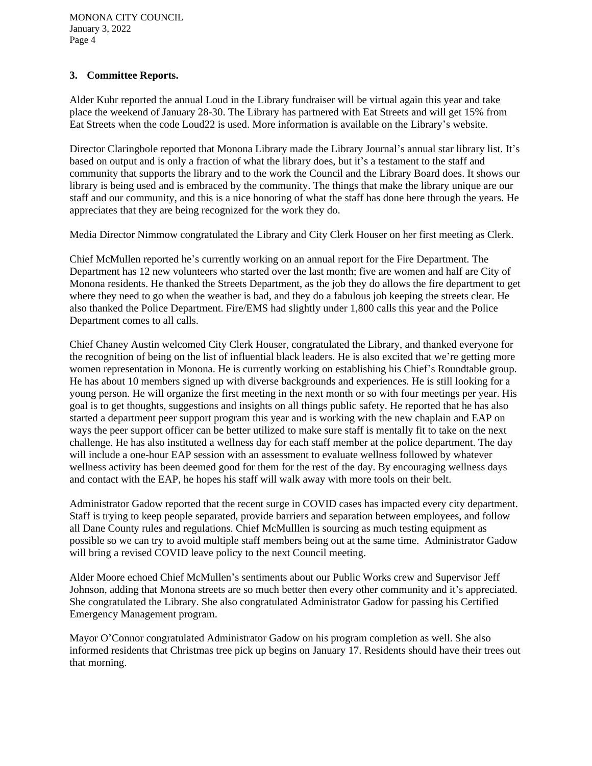### 3. Committee Reports.

Alder Kuhr reported the annual Loud in the Library fundraiser will be virtual again this year and take place the weekend of January 28-30. The Library has partnered with Eat Streets and will get 15% from Eat Streets when the code Loud22 is used. More information is available on the Library's website.

Director Claringbole reported that Monona Library made the Library Journal's annual star library list. It's based on output and is only a fraction of what the library does, but it's a testament to the staff and community that supports the library and to the work the Council and the Library Board does. It shows our library is being used and is embraced by the community. The things that make the library unique are our staff and our community, and this is a nice honoring of what the staff has done here through the years. He appreciates that they are being recognized for the work they do.

Media Director Nimmow congratulated the Library and City Clerk Houser on her first meeting as Clerk.

Chief McMullen reported he's currently working on an annual report for the Fire Department. The Department has 12 new volunteers who started over the last month; five are women and half are City of Monona residents. He thanked the Streets Department, as the job they do allows the fire department to get where they need to go when the weather is bad, and they do a fabulous job keeping the streets clear. He also thanked the Police Department. Fire/EMS had slightly under 1,800 calls this year and the Police Department comes to all calls.

Chief Chaney Austin welcomed City Clerk Houser, congratulated the Library, and thanked everyone for the recognition of being on the list of influential black leaders. He is also excited that we're getting more women representation in Monona. He is currently working on establishing his Chief's Roundtable group. He has about 10 members signed up with diverse backgrounds and experiences. He is still looking for a young person. He will organize the first meeting in the next month or so with four meetings per year. His goal is to get thoughts, suggestions and insights on all things public safety. He reported that he has also started a department peer support program this year and is working with the new chaplain and EAP on ways the peer support officer can be better utilized to make sure staff is mentally fit to take on the next challenge. He has also instituted a wellness day for each staff member at the police department. The day will include a one-hour EAP session with an assessment to evaluate wellness followed by whatever wellness activity has been deemed good for them for the rest of the day. By encouraging wellness days and contact with the EAP, he hopes his staff will walk away with more tools on their belt.

Administrator Gadow reported that the recent surge in COVID cases has impacted every city department. Staff is trying to keep people separated, provide barriers and separation between employees, and follow all Dane County rules and regulations. Chief McMulllen is sourcing as much testing equipment as possible so we can try to avoid multiple staff members being out at the same time. Administrator Gadow will bring a revised COVID leave policy to the next Council meeting.

Alder Moore echoed Chief McMullen's sentiments about our Public Works crew and Supervisor Jeff Johnson, adding that Monona streets are so much better then every other community and it's appreciated. She congratulated the Library. She also congratulated Administrator Gadow for passing his Certified Emergency Management program.

Mayor O'Connor congratulated Administrator Gadow on his program completion as well. She also informed residents that Christmas tree pick up begins on January 17. Residents should have their trees out that morning.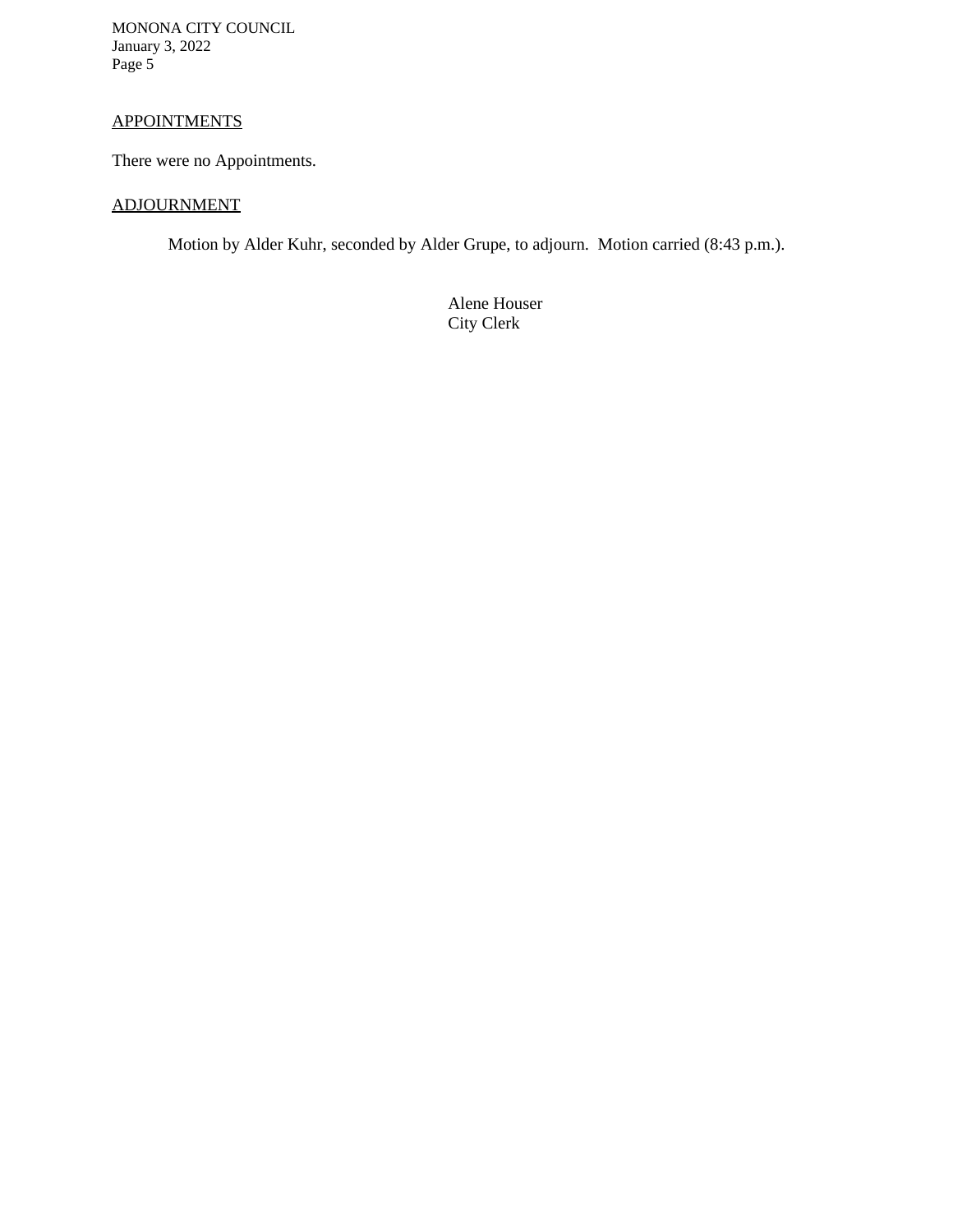## APPOINTMENTS

There were no Appointments.

## ADJOURNMENT

Motion by Alder Kuhr, seconded by Alder Grupe, to adjourn. Motion carried (8:43 p.m.).

Alene Houser
City Clerk